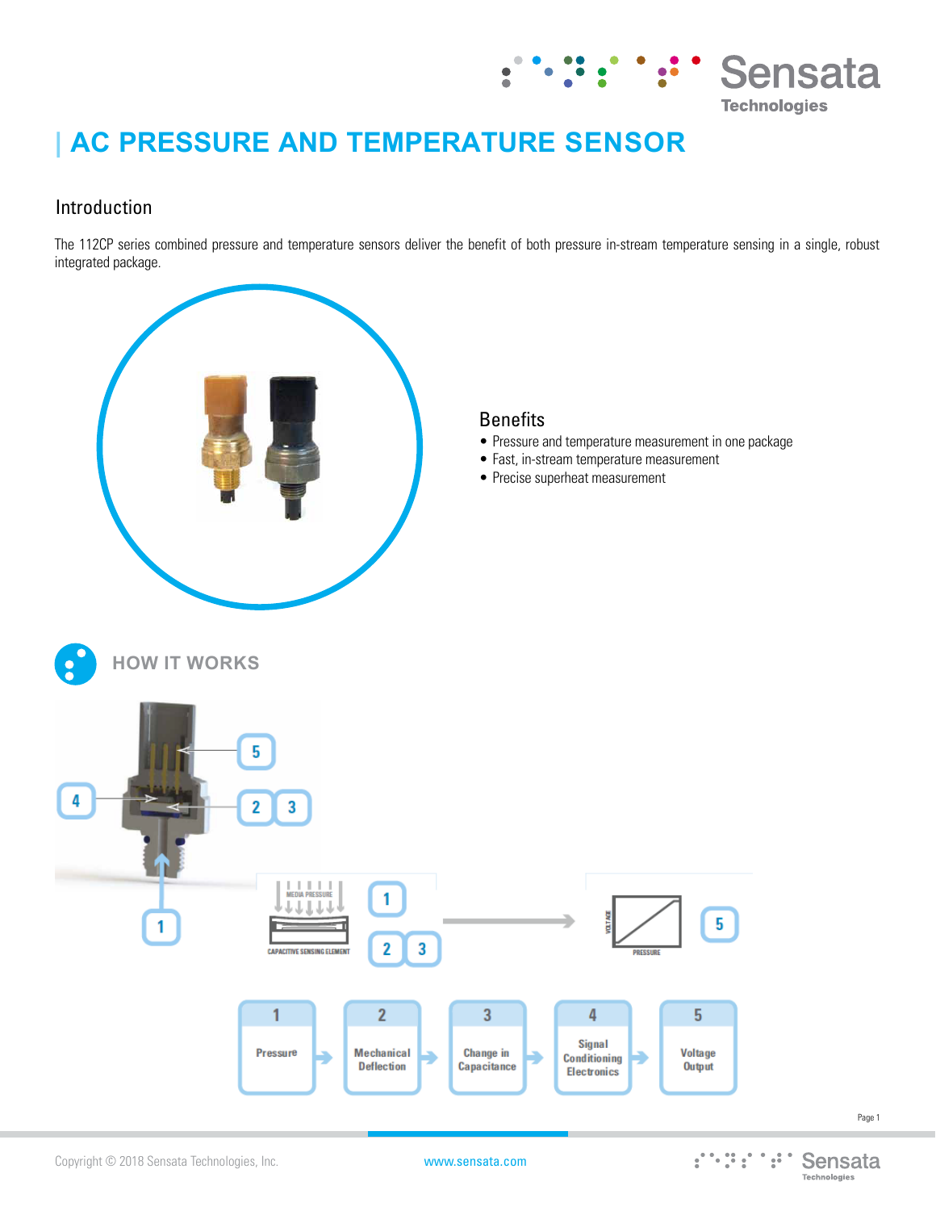# AC PRESSURE AND TEMPERATURE SENSOR

## Introduction

The 112CP series combined pressure and temperature sensors deliver the benefit of both pressure in-stream temperature sensing in a single, robust integrated package.

## Benefits

- Pressure and temperature measurement in one package
- Fast, in-stream temperature measurement
- Precise superheat measurement

## HOW IT WORKS

MEDIA PRESSURE

CAPACITIVE SENSING ELEMENT

VOLTAGE

PRESSURE

1 Pressure → 2 Mechanical Deflection → 3 Change in Capacitance → 4 Signal Conditioning Electronics → 5 Voltage Output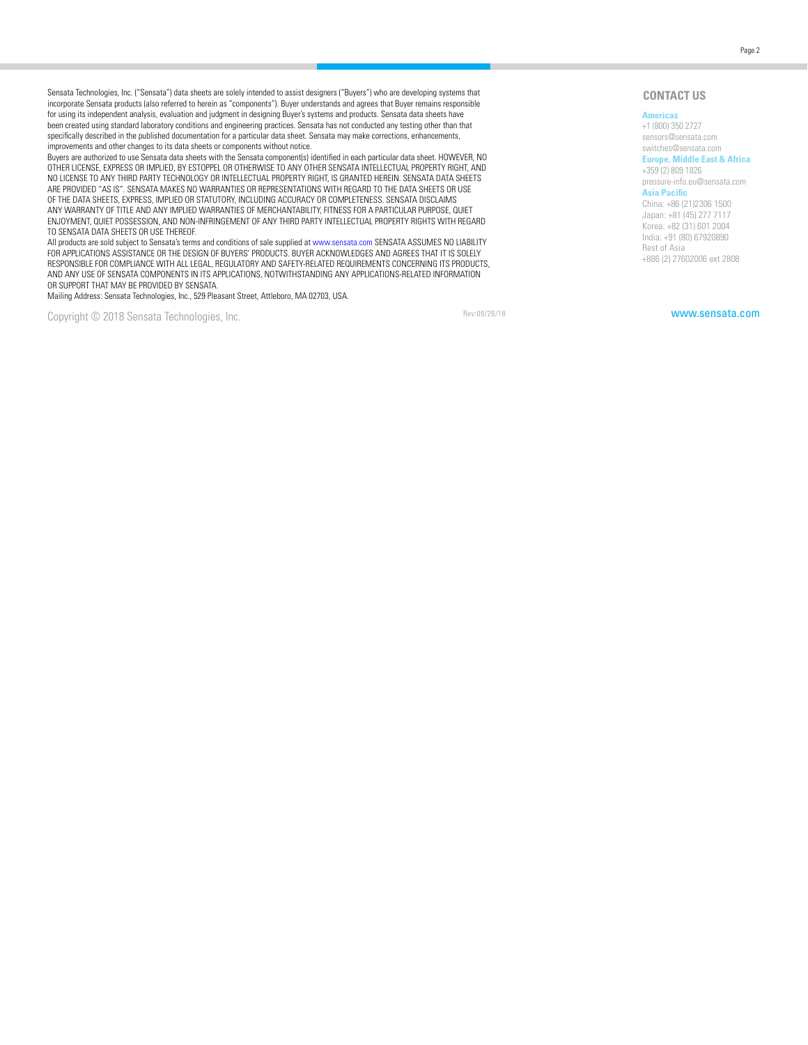Sensata Technologies, Inc. ("Sensata") data sheets are solely intended to assist designers ("Buyers") who are developing systems that incorporate Sensata products (also referred to herein as "components"). Buyer understands and agrees that Buyer remains responsible for using its independent analysis, evaluation and judgment in designing Buyer's systems and products. Sensata data sheets have been created using standard laboratory conditions and engineering practices. Sensata has not conducted any testing other than that specifically described in the published documentation for a particular data sheet. Sensata may make corrections, enhancements, improvements and other changes to its data sheets or components without notice.

Buyers are authorized to use Sensata data sheets with the Sensata component(s) identified in each particular data sheet. HOWEVER, NO OTHER LICENSE, EXPRESS OR IMPLIED, BY ESTOPPEL OR OTHERWISE TO ANY OTHER SENSATA INTELLECTUAL PROPERTY RIGHT, AND NO LICENSE TO ANY THIRD PARTY TECHNOLOGY OR INTELLECTUAL PROPERTY RIGHT, IS GRANTED HEREIN. SENSATA DATA SHEETS ARE PROVIDED "AS IS". SENSATA MAKES NO WARRANTIES OR REPRESENTATIONS WITH REGARD TO THE DATA SHEETS OR USE OF THE DATA SHEETS, EXPRESS, IMPLIED OR STATUTORY, INCLUDING ACCURACY OR COMPLETENESS. SENSATA DISCLAIMS ANY WARRANTY OF TITLE AND ANY IMPLIED WARRANTIES OF MERCHANTABILITY, FITNESS FOR A PARTICULAR PURPOSE, QUIET ENJOYMENT, QUIET POSSESSION, AND NON-INFRINGEMENT OF ANY THIRD PARTY INTELLECTUAL PROPERTY RIGHTS WITH REGARD TO SENSATA DATA SHEETS OR USE THEREOF.

All products are sold subject to Sensata's terms and conditions of sale supplied at www.sensata.com SENSATA ASSUMES NO LIABILITY FOR APPLICATIONS ASSISTANCE OR THE DESIGN OF BUYERS' PRODUCTS. BUYER ACKNOWLEDGES AND AGREES THAT IT IS SOLELY RESPONSIBLE FOR COMPLIANCE WITH ALL LEGAL, REGULATORY AND SAFETY-RELATED REQUIREMENTS CONCERNING ITS PRODUCTS, AND ANY USE OF SENSATA COMPONENTS IN ITS APPLICATIONS, NOTWITHSTANDING ANY APPLICATIONS-RELATED INFORMATION OR SUPPORT THAT MAY BE PROVIDED BY SENSATA.

Mailing Address: Sensata Technologies, Inc., 529 Pleasant Street, Attleboro, MA 02703, USA.

Copyright © 2018 Sensata Technologies, Inc.

Rev:09/26/18

## CONTACT US

**Americas**
+1 (800) 350 2727
sensors@sensata.com
switches@sensata.com

**Europe, Middle East & Africa**
+359 (2) 809 1826
pressure-info.eu@sensata.com

**Asia Pacific**
China: +86 (21)2306 1500
Japan: +81 (45) 277 7117
Korea: +82 (31) 601 2004
India: +91 (80) 67920890
Rest of Asia
+886 (2) 27602006 ext 2808

www.sensata.com